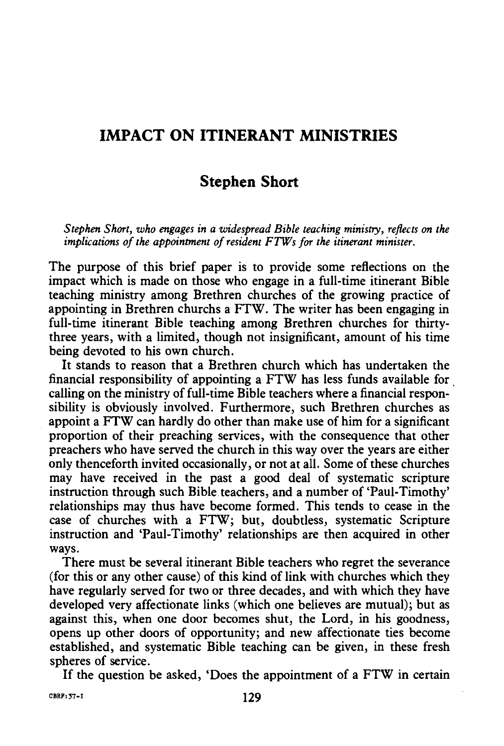# IMPACT ON ITINERANT MINISTRIES

## Stephen Short

*Stephen Short, who engages in a widespread Bible teaching ministry, reflects on the implications of the appointment of resident FTWs for the itinerant minister.*

The purpose of this brief paper is to provide some reflections on the impact which is made on those who engage in a full-time itinerant Bible teaching ministry among Brethren churches of the growing practice of appointing in Brethren churchs a FTW. The writer has been engaging in full-time itinerant Bible teaching among Brethren churches for thirty-three years, with a limited, though not insignificant, amount of his time being devoted to his own church.

It stands to reason that a Brethren church which has undertaken the financial responsibility of appointing a FTW has less funds available for calling on the ministry of full-time Bible teachers where a financial responsibility is obviously involved. Furthermore, such Brethren churches as appoint a FTW can hardly do other than make use of him for a significant proportion of their preaching services, with the consequence that other preachers who have served the church in this way over the years are either only thenceforth invited occasionally, or not at all. Some of these churches may have received in the past a good deal of systematic scripture instruction through such Bible teachers, and a number of 'Paul-Timothy' relationships may thus have become formed. This tends to cease in the case of churches with a FTW; but, doubtless, systematic Scripture instruction and 'Paul-Timothy' relationships are then acquired in other ways.

There must be several itinerant Bible teachers who regret the severance (for this or any other cause) of this kind of link with churches which they have regularly served for two or three decades, and with which they have developed very affectionate links (which one believes are mutual); but as against this, when one door becomes shut, the Lord, in his goodness, opens up other doors of opportunity; and new affectionate ties become established, and systematic Bible teaching can be given, in these fresh spheres of service.

If the question be asked, 'Does the appointment of a FTW in certain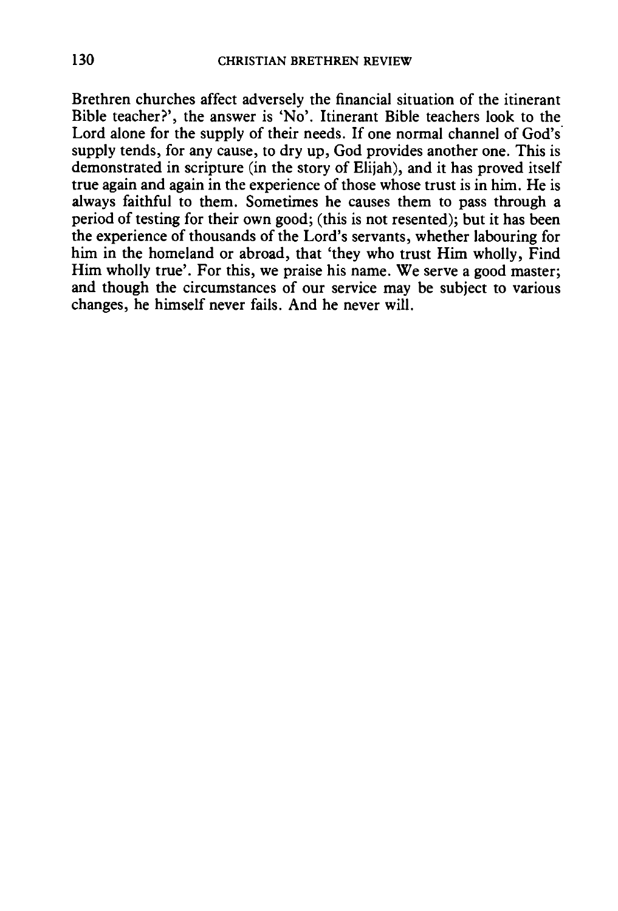Brethren churches affect adversely the financial situation of the itinerant Bible teacher?', the answer is 'No'. Itinerant Bible teachers look to the Lord alone for the supply of their needs. If one normal channel of God's supply tends, for any cause, to dry up, God provides another one. This is demonstrated in scripture (in the story of Elijah), and it has proved itself true again and again in the experience of those whose trust is in him. He is always faithful to them. Sometimes he causes them to pass through a period of testing for their own good; (this is not resented); but it has been the experience of thousands of the Lord's servants, whether labouring for him in the homeland or abroad, that 'they who trust Him wholly, Find Him wholly true'. For this, we praise his name. We serve a good master; and though the circumstances of our service may be subject to various changes, he himself never fails. And he never will.